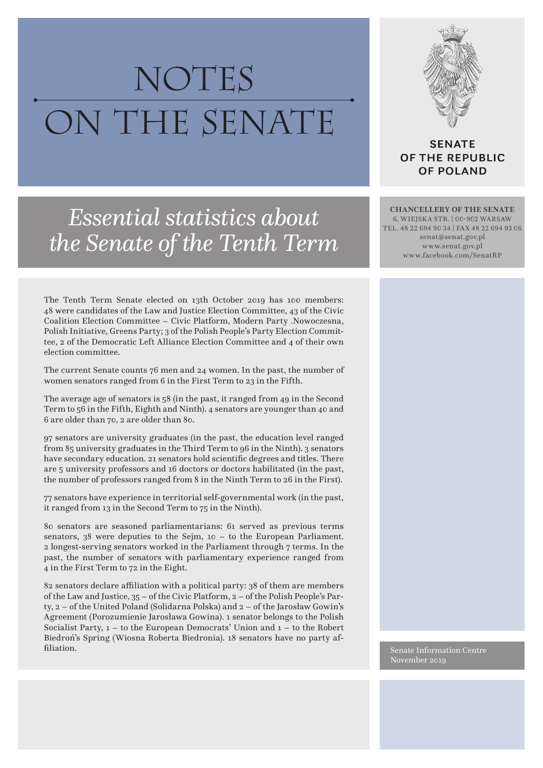# NOTES ON THE SENATE

**SENATE OF THE REPUBLIC OF POLAND**

## *Essential statistics about the Senate of the Tenth Term*

**CHANCELLERY OF THE SENATE**
6, WIEJSKA STR. | 00-902 WARSAW
TEL. 48 22 694 90 34 | FAX 48 22 694 93 06
senat@senat.gov.pl
www.senat.gov.pl
www.facebook.com/SenatRP

The Tenth Term Senate elected on 13th October 2019 has 100 members: 48 were candidates of the Law and Justice Election Committee, 43 of the Civic Coalition Election Committee – Civic Platform, Modern Party .Nowoczesna, Polish Initiative, Greens Party; 3 of the Polish People's Party Election Committee, 2 of the Democratic Left Alliance Election Committee and 4 of their own election committee.

The current Senate counts 76 men and 24 women. In the past, the number of women senators ranged from 6 in the First Term to 23 in the Fifth.

The average age of senators is 58 (in the past, it ranged from 49 in the Second Term to 56 in the Fifth, Eighth and Ninth). 4 senators are younger than 40 and 6 are older than 70, 2 are older than 80.

97 senators are university graduates (in the past, the education level ranged from 85 university graduates in the Third Term to 96 in the Ninth). 3 senators have secondary education. 21 senators hold scientific degrees and titles. There are 5 university professors and 16 doctors or doctors habilitated (in the past, the number of professors ranged from 8 in the Ninth Term to 26 in the First).

77 senators have experience in territorial self-governmental work (in the past, it ranged from 13 in the Second Term to 75 in the Ninth).

80 senators are seasoned parliamentarians: 61 served as previous terms senators, 38 were deputies to the Sejm, 10 – to the European Parliament. 2 longest-serving senators worked in the Parliament through 7 terms. In the past, the number of senators with parliamentary experience ranged from 4 in the First Term to 72 in the Eight.

82 senators declare affiliation with a political party: 38 of them are members of the Law and Justice, 35 – of the Civic Platform, 2 – of the Polish People's Party, 2 – of the United Poland (Solidarna Polska) and 2 – of the Jarosław Gowin's Agreement (Porozumienie Jarosława Gowina). 1 senator belongs to the Polish Socialist Party, 1 – to the European Democrats' Union and 1 – to the Robert Biedroń's Spring (Wiosna Roberta Biedronia). 18 senators have no party affiliation.

Senate Information Centre
November 2019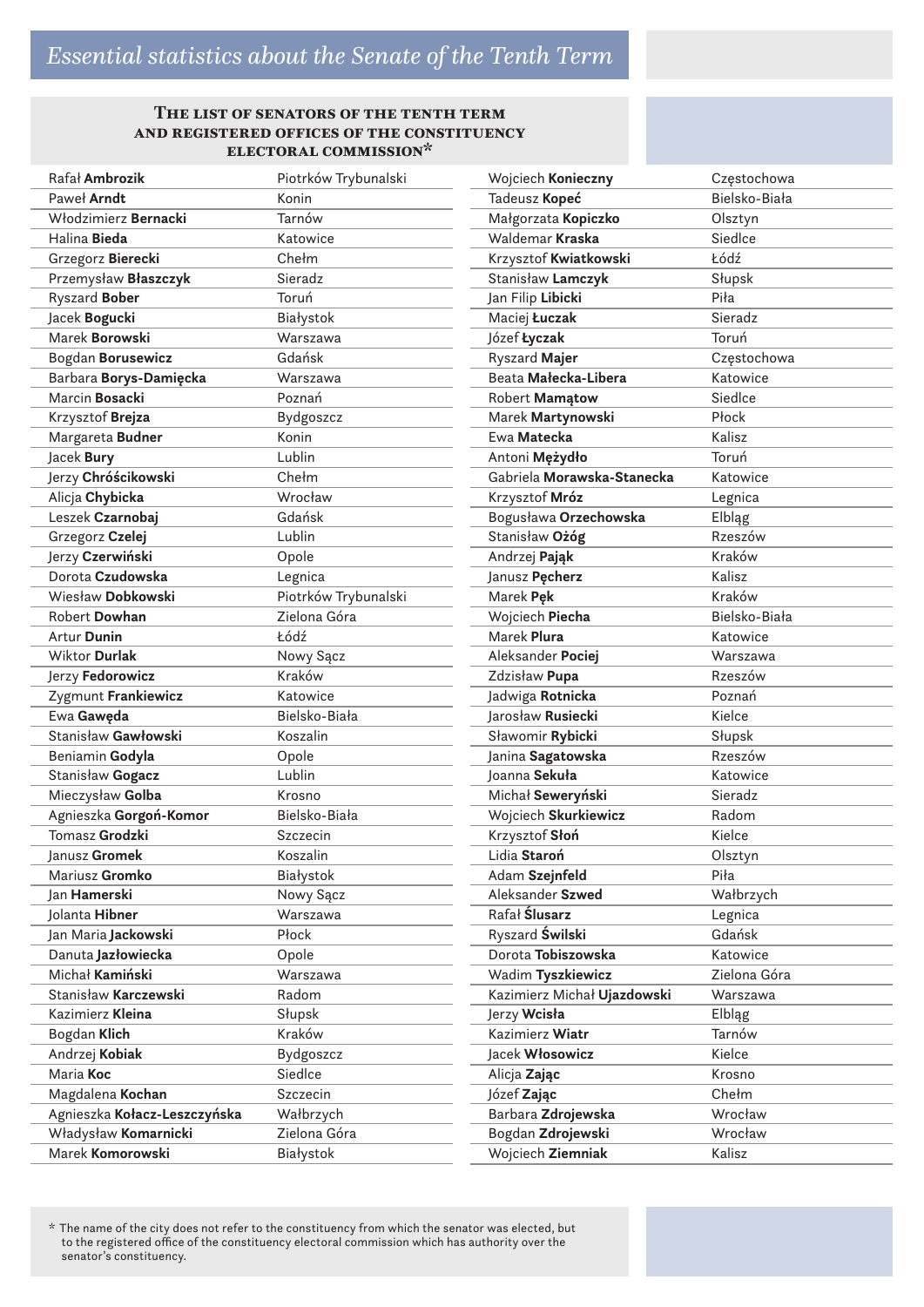# Essential statistics about the Senate of the Tenth Term

## The list of senators of the tenth term and registered offices of the constituency electoral commission*

| | |
|---|---|
| Rafał **Ambrozik** | Piotrków Trybunalski |
| Paweł **Arndt** | Konin |
| Włodzimierz **Bernacki** | Tarnów |
| Halina **Bieda** | Katowice |
| Grzegorz **Bierecki** | Chełm |
| Przemysław **Błaszczyk** | Sieradz |
| Ryszard **Bober** | Toruń |
| Jacek **Bogucki** | Białystok |
| Marek **Borowski** | Warszawa |
| Bogdan **Borusewicz** | Gdańsk |
| Barbara **Borys-Damięcka** | Warszawa |
| Marcin **Bosacki** | Poznań |
| Krzysztof **Brejza** | Bydgoszcz |
| Margareta **Budner** | Konin |
| Jacek **Bury** | Lublin |
| Jerzy **Chróścikowski** | Chełm |
| Alicja **Chybicka** | Wrocław |
| Leszek **Czarnobaj** | Gdańsk |
| Grzegorz **Czelej** | Lublin |
| Jerzy **Czerwiński** | Opole |
| Dorota **Czudowska** | Legnica |
| Wiesław **Dobkowski** | Piotrków Trybunalski |
| Robert **Dowhan** | Zielona Góra |
| Artur **Dunin** | Łódź |
| Wiktor **Durlak** | Nowy Sącz |
| Jerzy **Fedorowicz** | Kraków |
| Zygmunt **Frankiewicz** | Katowice |
| Ewa **Gawęda** | Bielsko-Biała |
| Stanisław **Gawłowski** | Koszalin |
| Beniamin **Godyla** | Opole |
| Stanisław **Gogacz** | Lublin |
| Mieczysław **Golba** | Krosno |
| Agnieszka **Gorgoń-Komor** | Bielsko-Biała |
| Tomasz **Grodzki** | Szczecin |
| Janusz **Gromek** | Koszalin |
| Mariusz **Gromko** | Białystok |
| Jan **Hamerski** | Nowy Sącz |
| Jolanta **Hibner** | Warszawa |
| Jan Maria **Jackowski** | Płock |
| Danuta **Jazłowiecka** | Opole |
| Michał **Kamiński** | Warszawa |
| Stanisław **Karczewski** | Radom |
| Kazimierz **Kleina** | Słupsk |
| Bogdan **Klich** | Kraków |
| Andrzej **Kobiak** | Bydgoszcz |
| Maria **Koc** | Siedlce |
| Magdalena **Kochan** | Szczecin |
| Agnieszka **Kołacz-Leszczyńska** | Wałbrzych |
| Władysław **Komarnicki** | Zielona Góra |
| Marek **Komorowski** | Białystok |
| Wojciech **Konieczny** | Częstochowa |
| Tadeusz **Kopeć** | Bielsko-Biała |
| Małgorzata **Kopiczko** | Olsztyn |
| Waldemar **Kraska** | Siedlce |
| Krzysztof **Kwiatkowski** | Łódź |
| Stanisław **Lamczyk** | Słupsk |
| Jan Filip **Libicki** | Piła |
| Maciej **Łuczak** | Sieradz |
| Józef **Łyczak** | Toruń |
| Ryszard **Majer** | Częstochowa |
| Beata **Małecka-Libera** | Katowice |
| Robert **Mamątow** | Siedlce |
| Marek **Martynowski** | Płock |
| Ewa **Matecka** | Kalisz |
| Antoni **Mężydło** | Toruń |
| Gabriela **Morawska-Stanecka** | Katowice |
| Krzysztof **Mróz** | Legnica |
| Bogusława **Orzechowska** | Elbląg |
| Stanisław **Ożóg** | Rzeszów |
| Andrzej **Pająk** | Kraków |
| Janusz **Pęcherz** | Kalisz |
| Marek **Pęk** | Kraków |
| Wojciech **Piecha** | Bielsko-Biała |
| Marek **Plura** | Katowice |
| Aleksander **Pociej** | Warszawa |
| Zdzisław **Pupa** | Rzeszów |
| Jadwiga **Rotnicka** | Poznań |
| Jarosław **Rusiecki** | Kielce |
| Sławomir **Rybicki** | Słupsk |
| Janina **Sagatowska** | Rzeszów |
| Joanna **Sekuła** | Katowice |
| Michał **Seweryński** | Sieradz |
| Wojciech **Skurkiewicz** | Radom |
| Krzysztof **Słoń** | Kielce |
| Lidia **Staroń** | Olsztyn |
| Adam **Szejnfeld** | Piła |
| Aleksander **Szwed** | Wałbrzych |
| Rafał **Ślusarz** | Legnica |
| Ryszard **Świlski** | Gdańsk |
| Dorota **Tobiszowska** | Katowice |
| Wadim **Tyszkiewicz** | Zielona Góra |
| Kazimierz Michał **Ujazdowski** | Warszawa |
| Jerzy **Wcisła** | Elbląg |
| Kazimierz **Wiatr** | Tarnów |
| Jacek **Włosowicz** | Kielce |
| Alicja **Zając** | Krosno |
| Józef **Zając** | Chełm |
| Barbara **Zdrojewska** | Wrocław |
| Bogdan **Zdrojewski** | Wrocław |
| Wojciech **Ziemniak** | Kalisz |

\* The name of the city does not refer to the constituency from which the senator was elected, but to the registered office of the constituency electoral commission which has authority over the senator's constituency.